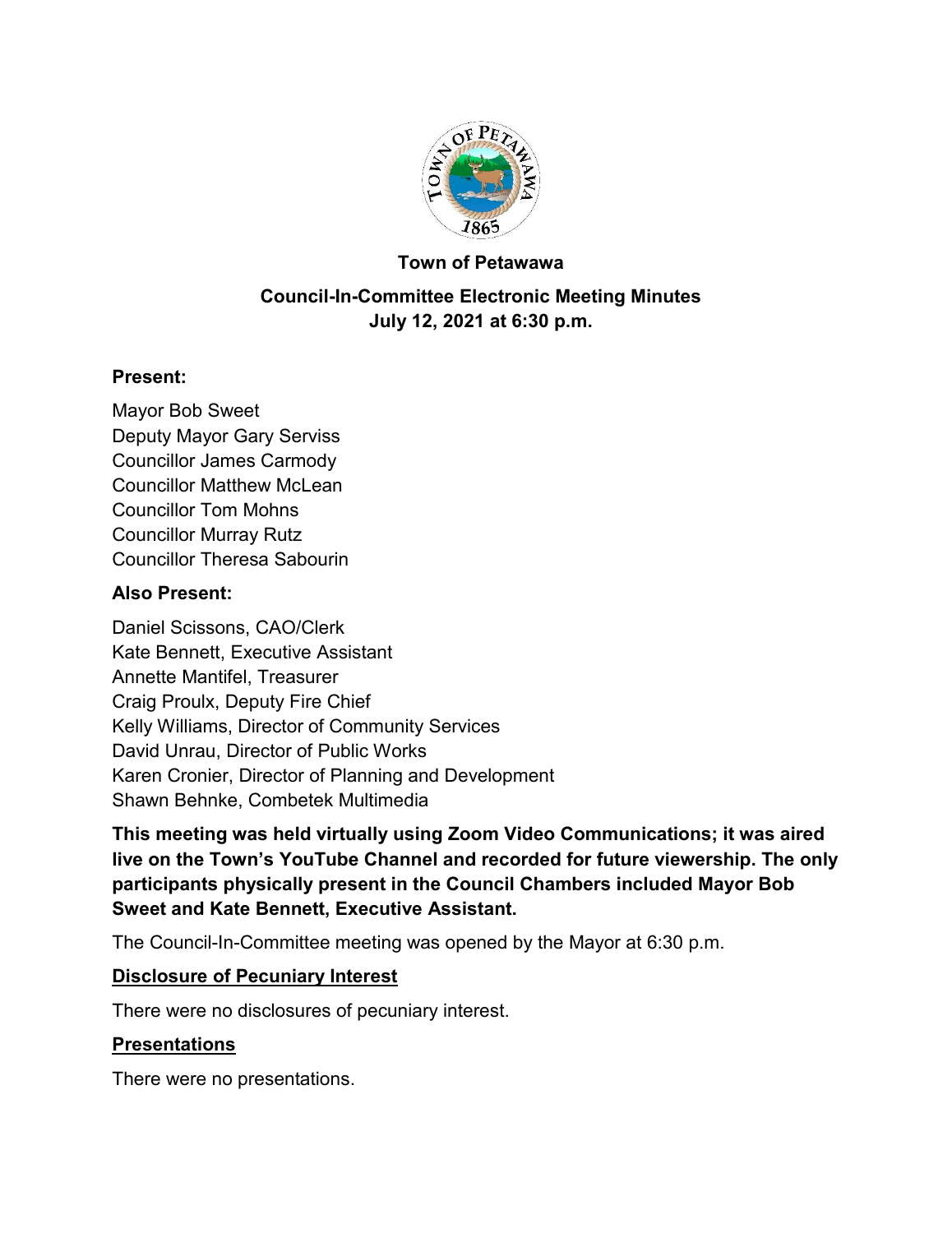# Town of Petawawa

## Council-In-Committee Electronic Meeting Minutes
## July 12, 2021 at 6:30 p.m.

### Present:

Mayor Bob Sweet
Deputy Mayor Gary Serviss
Councillor James Carmody
Councillor Matthew McLean
Councillor Tom Mohns
Councillor Murray Rutz
Councillor Theresa Sabourin

### Also Present:

Daniel Scissons, CAO/Clerk
Kate Bennett, Executive Assistant
Annette Mantifel, Treasurer
Craig Proulx, Deputy Fire Chief
Kelly Williams, Director of Community Services
David Unrau, Director of Public Works
Karen Cronier, Director of Planning and Development
Shawn Behnke, Combetek Multimedia

**This meeting was held virtually using Zoom Video Communications; it was aired live on the Town's YouTube Channel and recorded for future viewership. The only participants physically present in the Council Chambers included Mayor Bob Sweet and Kate Bennett, Executive Assistant.**

The Council-In-Committee meeting was opened by the Mayor at 6:30 p.m.

**Disclosure of Pecuniary Interest**

There were no disclosures of pecuniary interest.

**Presentations**

There were no presentations.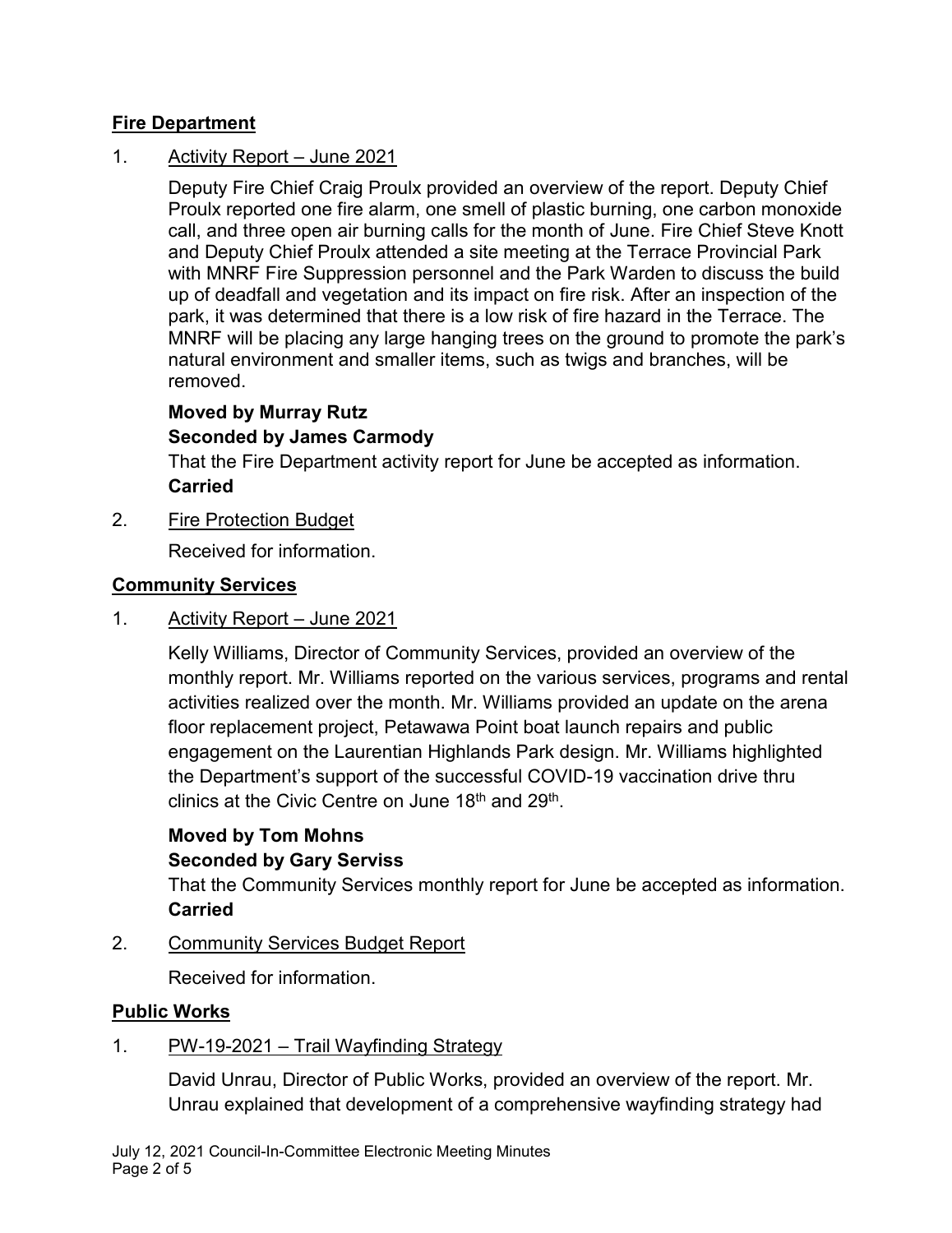## Fire Department

1. Activity Report – June 2021

   Deputy Fire Chief Craig Proulx provided an overview of the report. Deputy Chief Proulx reported one fire alarm, one smell of plastic burning, one carbon monoxide call, and three open air burning calls for the month of June. Fire Chief Steve Knott and Deputy Chief Proulx attended a site meeting at the Terrace Provincial Park with MNRF Fire Suppression personnel and the Park Warden to discuss the build up of deadfall and vegetation and its impact on fire risk. After an inspection of the park, it was determined that there is a low risk of fire hazard in the Terrace. The MNRF will be placing any large hanging trees on the ground to promote the park's natural environment and smaller items, such as twigs and branches, will be removed.

   **Moved by Murray Rutz**
   **Seconded by James Carmody**
   That the Fire Department activity report for June be accepted as information.
   **Carried**

2. Fire Protection Budget

   Received for information.

## Community Services

1. Activity Report – June 2021

   Kelly Williams, Director of Community Services, provided an overview of the monthly report. Mr. Williams reported on the various services, programs and rental activities realized over the month. Mr. Williams provided an update on the arena floor replacement project, Petawawa Point boat launch repairs and public engagement on the Laurentian Highlands Park design. Mr. Williams highlighted the Department's support of the successful COVID-19 vaccination drive thru clinics at the Civic Centre on June 18th and 29th.

   **Moved by Tom Mohns**
   **Seconded by Gary Serviss**
   That the Community Services monthly report for June be accepted as information.
   **Carried**

2. Community Services Budget Report

   Received for information.

## Public Works

1. PW-19-2021 – Trail Wayfinding Strategy

   David Unrau, Director of Public Works, provided an overview of the report. Mr. Unrau explained that development of a comprehensive wayfinding strategy had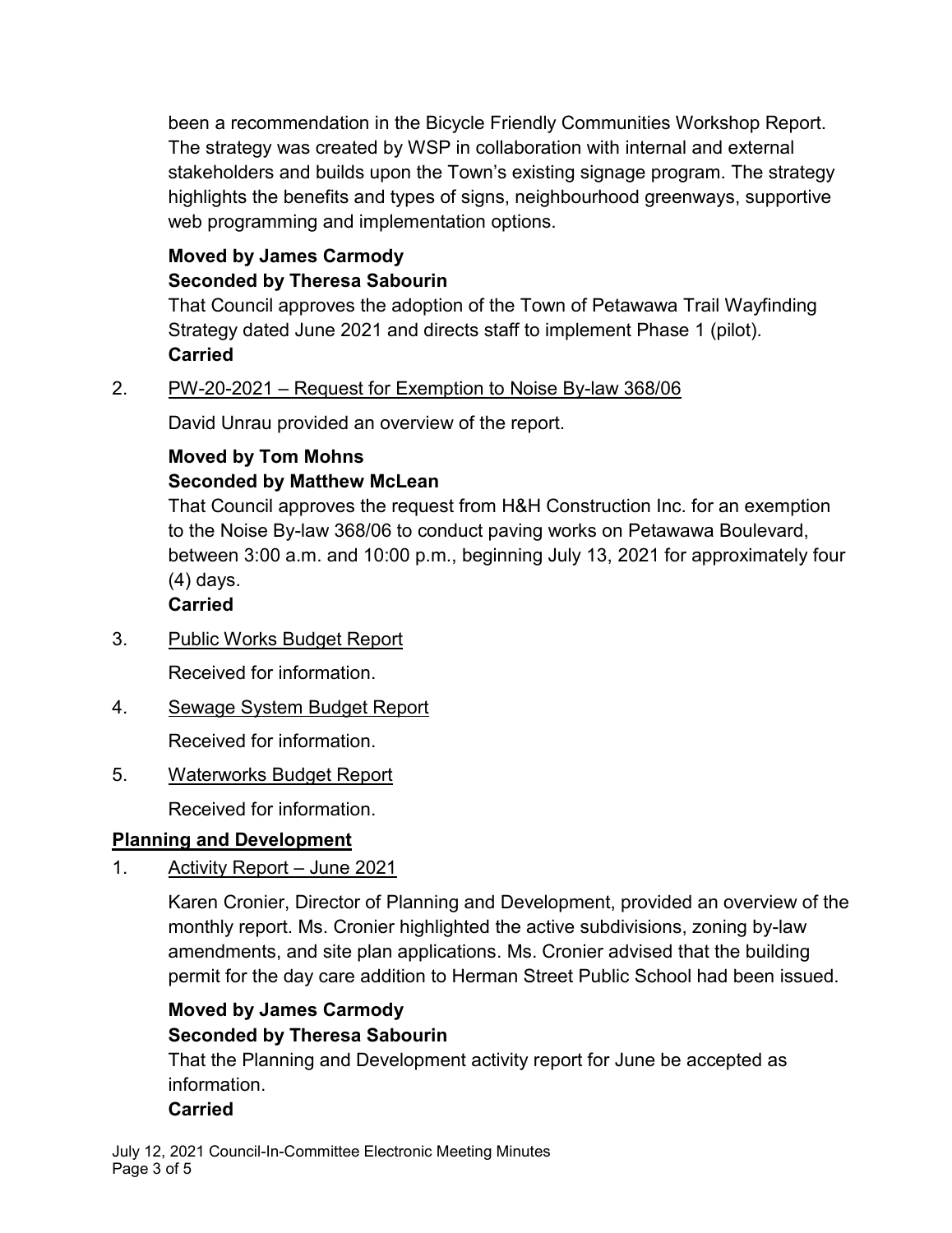been a recommendation in the Bicycle Friendly Communities Workshop Report. The strategy was created by WSP in collaboration with internal and external stakeholders and builds upon the Town's existing signage program. The strategy highlights the benefits and types of signs, neighbourhood greenways, supportive web programming and implementation options.

**Moved by James Carmody**
**Seconded by Theresa Sabourin**
That Council approves the adoption of the Town of Petawawa Trail Wayfinding Strategy dated June 2021 and directs staff to implement Phase 1 (pilot).
**Carried**

2. PW-20-2021 – Request for Exemption to Noise By-law 368/06

David Unrau provided an overview of the report.

**Moved by Tom Mohns**
**Seconded by Matthew McLean**
That Council approves the request from H&H Construction Inc. for an exemption to the Noise By-law 368/06 to conduct paving works on Petawawa Boulevard, between 3:00 a.m. and 10:00 p.m., beginning July 13, 2021 for approximately four (4) days.
**Carried**

3. Public Works Budget Report

Received for information.

4. Sewage System Budget Report

Received for information.

5. Waterworks Budget Report

Received for information.

## Planning and Development

1. Activity Report – June 2021

Karen Cronier, Director of Planning and Development, provided an overview of the monthly report. Ms. Cronier highlighted the active subdivisions, zoning by-law amendments, and site plan applications. Ms. Cronier advised that the building permit for the day care addition to Herman Street Public School had been issued.

**Moved by James Carmody**
**Seconded by Theresa Sabourin**
That the Planning and Development activity report for June be accepted as information.
**Carried**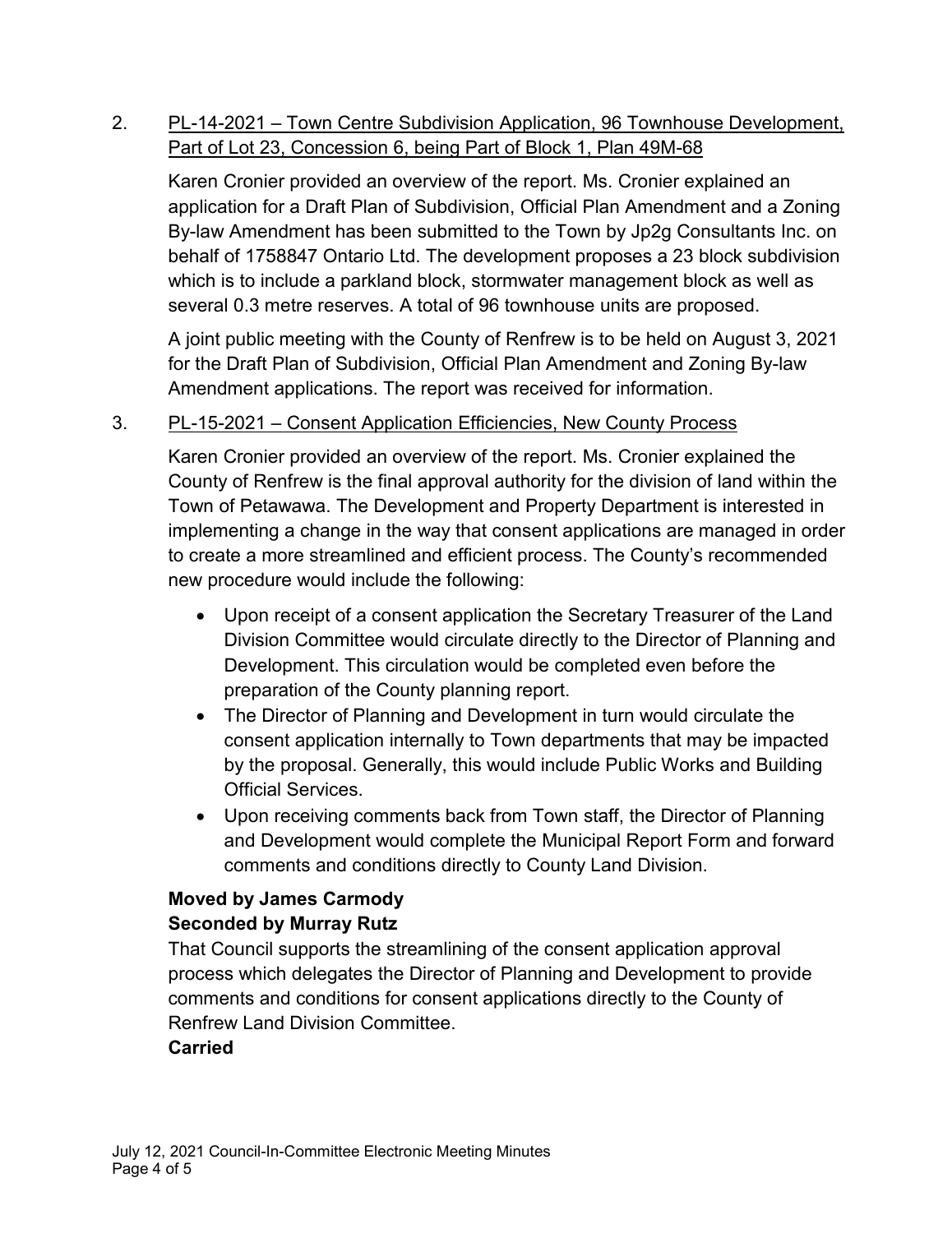2. <u>PL-14-2021 – Town Centre Subdivision Application, 96 Townhouse Development, Part of Lot 23, Concession 6, being Part of Block 1, Plan 49M-68</u>

   Karen Cronier provided an overview of the report. Ms. Cronier explained an application for a Draft Plan of Subdivision, Official Plan Amendment and a Zoning By-law Amendment has been submitted to the Town by Jp2g Consultants Inc. on behalf of 1758847 Ontario Ltd. The development proposes a 23 block subdivision which is to include a parkland block, stormwater management block as well as several 0.3 metre reserves. A total of 96 townhouse units are proposed.

   A joint public meeting with the County of Renfrew is to be held on August 3, 2021 for the Draft Plan of Subdivision, Official Plan Amendment and Zoning By-law Amendment applications. The report was received for information.

3. <u>PL-15-2021 – Consent Application Efficiencies, New County Process</u>

   Karen Cronier provided an overview of the report. Ms. Cronier explained the County of Renfrew is the final approval authority for the division of land within the Town of Petawawa. The Development and Property Department is interested in implementing a change in the way that consent applications are managed in order to create a more streamlined and efficient process. The County's recommended new procedure would include the following:

   - Upon receipt of a consent application the Secretary Treasurer of the Land Division Committee would circulate directly to the Director of Planning and Development. This circulation would be completed even before the preparation of the County planning report.
   - The Director of Planning and Development in turn would circulate the consent application internally to Town departments that may be impacted by the proposal. Generally, this would include Public Works and Building Official Services.
   - Upon receiving comments back from Town staff, the Director of Planning and Development would complete the Municipal Report Form and forward comments and conditions directly to County Land Division.

   **Moved by James Carmody**
   **Seconded by Murray Rutz**
   That Council supports the streamlining of the consent application approval process which delegates the Director of Planning and Development to provide comments and conditions for consent applications directly to the County of Renfrew Land Division Committee.
   **Carried**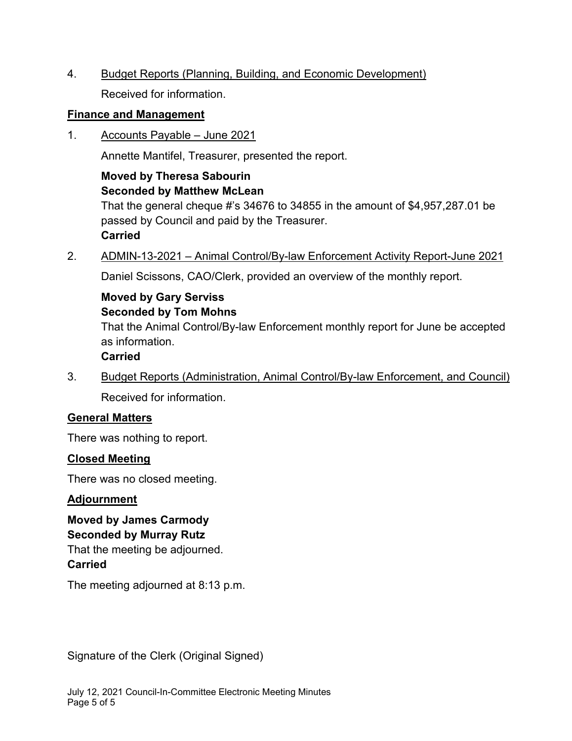4. Budget Reports (Planning, Building, and Economic Development)

   Received for information.

**Finance and Management**

1. Accounts Payable – June 2021

   Annette Mantifel, Treasurer, presented the report.

   **Moved by Theresa Sabourin**
   **Seconded by Matthew McLean**
   That the general cheque #'s 34676 to 34855 in the amount of $4,957,287.01 be passed by Council and paid by the Treasurer.
   **Carried**

2. ADMIN-13-2021 – Animal Control/By-law Enforcement Activity Report-June 2021

   Daniel Scissons, CAO/Clerk, provided an overview of the monthly report.

   **Moved by Gary Serviss**
   **Seconded by Tom Mohns**
   That the Animal Control/By-law Enforcement monthly report for June be accepted as information.
   **Carried**

3. Budget Reports (Administration, Animal Control/By-law Enforcement, and Council)

   Received for information.

**General Matters**

There was nothing to report.

**Closed Meeting**

There was no closed meeting.

**Adjournment**

**Moved by James Carmody**
**Seconded by Murray Rutz**
That the meeting be adjourned.
**Carried**

The meeting adjourned at 8:13 p.m.

Signature of the Clerk (Original Signed)